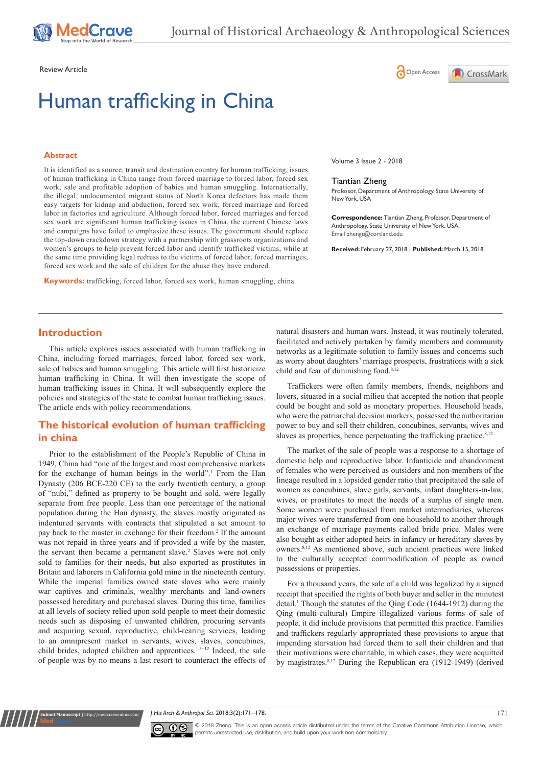Review Article

# Human trafficking in China

## Abstract

It is identified as a source, transit and destination country for human trafficking, issues of human trafficking in China range from forced marriage to forced labor, forced sex work, sale and profitable adoption of babies and human smuggling. Internationally, the illegal, undocumented migrant status of North Korea defectors has made them easy targets for kidnap and abduction, forced sex work, forced marriage and forced labor in factories and agriculture. Although forced labor, forced marriages and forced sex work are significant human trafficking issues in China, the current Chinese laws and campaigns have failed to emphasize these issues. The government should replace the top-down crackdown strategy with a partnership with grassroots organizations and women's groups to help prevent forced labor and identify trafficked victims, while at the same time providing legal redress to the victims of forced labor, forced marriages, forced sex work and the sale of children for the abuse they have endured.

**Keywords:** trafficking, forced labor, forced sex work, human smuggling, china

Volume 3 Issue 2 - 2018

Tiantian Zheng

Professor, Department of Anthropology, State University of New York, USA

**Correspondence:** Tiantian Zheng, Professor, Department of Anthropology, State University of New York, USA, Email zhengt@cortland.edu

**Received:** February 27, 2018 | **Published:** March 15, 2018

## Introduction

This article explores issues associated with human trafficking in China, including forced marriages, forced labor, forced sex work, sale of babies and human smuggling. This article will first historicize human trafficking in China. It will then investigate the scope of human trafficking issues in China. It will subsequently explore the policies and strategies of the state to combat human trafficking issues. The article ends with policy recommendations.

## The historical evolution of human trafficking in china

Prior to the establishment of the People's Republic of China in 1949, China had "one of the largest and most comprehensive markets for the exchange of human beings in the world".[1] From the Han Dynasty (206 BCE-220 CE) to the early twentieth century, a group of "nubi," defined as property to be bought and sold, were legally separate from free people. Less than one percentage of the national population during the Han dynasty, the slaves mostly originated as indentured servants with contracts that stipulated a set amount to pay back to the master in exchange for their freedom.[2] If the amount was not repaid in three years and if provided a wife by the master, the servant then became a permanent slave.[2] Slaves were not only sold to families for their needs, but also exported as prostitutes in Britain and laborers in California gold mine in the nineteenth century. While the imperial families owned state slaves who were mainly war captives and criminals, wealthy merchants and land-owners possessed hereditary and purchased slaves. During this time, families at all levels of society relied upon sold people to meet their domestic needs such as disposing of unwanted children, procuring servants and acquiring sexual, reproductive, child-rearing services, leading to an omnipresent market in servants, wives, slaves, concubines, child brides, adopted children and apprentices.[1,3–12] Indeed, the sale of people was by no means a last resort to counteract the effects of natural disasters and human wars. Instead, it was routinely tolerated, facilitated and actively partaken by family members and community networks as a legitimate solution to family issues and concerns such as worry about daughters' marriage prospects, frustrations with a sick child and fear of diminishing food.[8,12]

Traffickers were often family members, friends, neighbors and lovers, situated in a social milieu that accepted the notion that people could be bought and sold as monetary properties. Household heads, who were the patriarchal decision markers, possessed the authoritarian power to buy and sell their children, concubines, servants, wives and slaves as properties, hence perpetuating the trafficking practice.[8,12]

The market of the sale of people was a response to a shortage of domestic help and reproductive labor. Infanticide and abandonment of females who were perceived as outsiders and non-members of the lineage resulted in a lopsided gender ratio that precipitated the sale of women as concubines, slave girls, servants, infant daughters-in-law, wives, or prostitutes to meet the needs of a surplus of single men. Some women were purchased from market intermediaries, whereas major wives were transferred from one household to another through an exchange of marriage payments called bride price. Males were also bought as either adopted heirs in infancy or hereditary slaves by owners.[8,12] As mentioned above, such ancient practices were linked to the culturally accepted commodification of people as owned possessions or properties.

For a thousand years, the sale of a child was legalized by a signed receipt that specified the rights of both buyer and seller in the minutest detail.[1] Though the statutes of the Qing Code (1644-1912) during the Qing (multi-cultural) Empire illegalized various forms of sale of people, it did include provisions that permitted this practice. Families and traffickers regularly appropriated these provisions to argue that impending starvation had forced them to sell their children and that their motivations were charitable, in which cases, they were acquitted by magistrates.[8,12] During the Republican era (1912-1949) (derived

© 2018 Zheng. This is an open access article distributed under the terms of the Creative Commons Attribution License, which permits unrestricted use, distribution, and build upon your work non-commercially.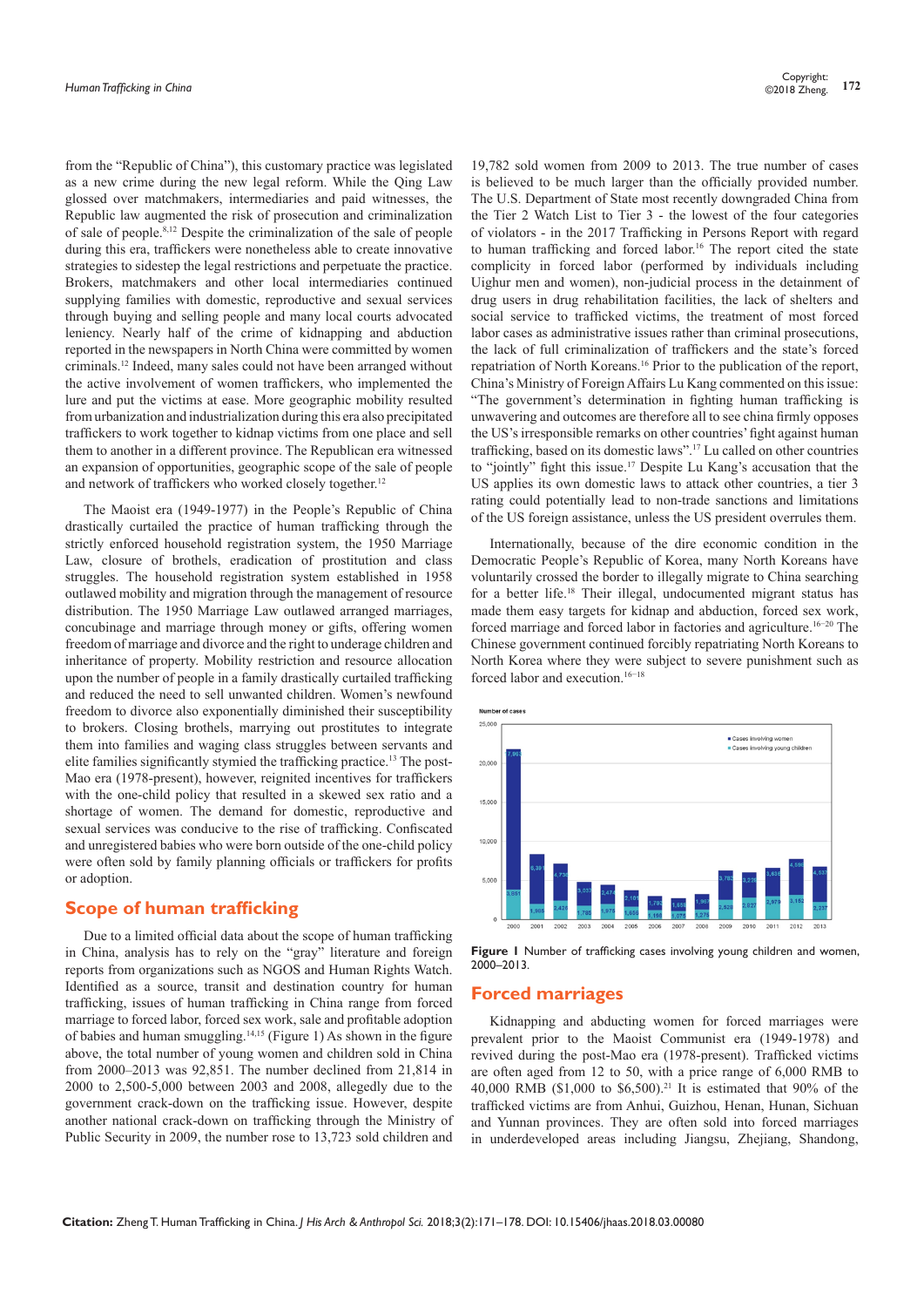from the "Republic of China"), this customary practice was legislated as a new crime during the new legal reform. While the Qing Law glossed over matchmakers, intermediaries and paid witnesses, the Republic law augmented the risk of prosecution and criminalization of sale of people.[8,12] Despite the criminalization of the sale of people during this era, traffickers were nonetheless able to create innovative strategies to sidestep the legal restrictions and perpetuate the practice. Brokers, matchmakers and other local intermediaries continued supplying families with domestic, reproductive and sexual services through buying and selling people and many local courts advocated leniency. Nearly half of the crime of kidnapping and abduction reported in the newspapers in North China were committed by women criminals.[12] Indeed, many sales could not have been arranged without the active involvement of women traffickers, who implemented the lure and put the victims at ease. More geographic mobility resulted from urbanization and industrialization during this era also precipitated traffickers to work together to kidnap victims from one place and sell them to another in a different province. The Republican era witnessed an expansion of opportunities, geographic scope of the sale of people and network of traffickers who worked closely together.[12]

The Maoist era (1949-1977) in the People's Republic of China drastically curtailed the practice of human trafficking through the strictly enforced household registration system, the 1950 Marriage Law, closure of brothels, eradication of prostitution and class struggles. The household registration system established in 1958 outlawed mobility and migration through the management of resource distribution. The 1950 Marriage Law outlawed arranged marriages, concubinage and marriage through money or gifts, offering women freedom of marriage and divorce and the right to underage children and inheritance of property. Mobility restriction and resource allocation upon the number of people in a family drastically curtailed trafficking and reduced the need to sell unwanted children. Women's newfound freedom to divorce also exponentially diminished their susceptibility to brokers. Closing brothels, marrying out prostitutes to integrate them into families and waging class struggles between servants and elite families significantly stymied the trafficking practice.[13] The post-Mao era (1978-present), however, reignited incentives for traffickers with the one-child policy that resulted in a skewed sex ratio and a shortage of women. The demand for domestic, reproductive and sexual services was conducive to the rise of trafficking. Confiscated and unregistered babies who were born outside of the one-child policy were often sold by family planning officials or traffickers for profits or adoption.

## Scope of human trafficking

Due to a limited official data about the scope of human trafficking in China, analysis has to rely on the "gray" literature and foreign reports from organizations such as NGOS and Human Rights Watch. Identified as a source, transit and destination country for human trafficking, issues of human trafficking in China range from forced marriage to forced labor, forced sex work, sale and profitable adoption of babies and human smuggling.[14,15] (Figure 1) As shown in the figure above, the total number of young women and children sold in China from 2000–2013 was 92,851. The number declined from 21,814 in 2000 to 2,500-5,000 between 2003 and 2008, allegedly due to the government crack-down on the trafficking issue. However, despite another national crack-down on trafficking through the Ministry of Public Security in 2009, the number rose to 13,723 sold children and 19,782 sold women from 2009 to 2013. The true number of cases is believed to be much larger than the officially provided number. The U.S. Department of State most recently downgraded China from the Tier 2 Watch List to Tier 3 - the lowest of the four categories of violators - in the 2017 Trafficking in Persons Report with regard to human trafficking and forced labor.[16] The report cited the state complicity in forced labor (performed by individuals including Uighur men and women), non-judicial process in the detainment of drug users in drug rehabilitation facilities, the lack of shelters and social service to trafficked victims, the treatment of most forced labor cases as administrative issues rather than criminal prosecutions, the lack of full criminalization of traffickers and the state's forced repatriation of North Koreans.[16] Prior to the publication of the report, China's Ministry of Foreign Affairs Lu Kang commented on this issue: "The government's determination in fighting human trafficking is unwavering and outcomes are therefore all to see china firmly opposes the US's irresponsible remarks on other countries' fight against human trafficking, based on its domestic laws".[17] Lu called on other countries to "jointly" fight this issue.[17] Despite Lu Kang's accusation that the US applies its own domestic laws to attack other countries, a tier 3 rating could potentially lead to non-trade sanctions and limitations of the US foreign assistance, unless the US president overrules them.

Internationally, because of the dire economic condition in the Democratic People's Republic of Korea, many North Koreans have voluntarily crossed the border to illegally migrate to China searching for a better life.[18] Their illegal, undocumented migrant status has made them easy targets for kidnap and abduction, forced sex work, forced marriage and forced labor in factories and agriculture.[16–20] The Chinese government continued forcibly repatriating North Koreans to North Korea where they were subject to severe punishment such as forced labor and execution.[16–18]

| Year | Cases involving women | Cases involving young children |
|---|---|---|
| 2000 | 7,993 | 3,861 |
| 2001 | 6,381 | 1,868 |
| 2002 | 4,730 | 2,426 |
| 2003 | 3,037 | 1,780 |
| 2004 | 2,474 | 1,978 |
| 2005 | 2,103 | 1,659 |
| 2006 | 1,793 | 1,188 |
| 2007 | 1,555 | 1,075 |
| 2008 | 1,907 | 1,278 |
| 2009 | 3,782 | 2,929 |
| 2010 | 3,228 | 2,927 |
| 2011 | 3,638 | 2,979 |
| 2012 | 4,599 | 3,162 |
| 2013 | 4,037 | 2,237 |

**Figure 1** Number of trafficking cases involving young children and women, 2000–2013.

## Forced marriages

Kidnapping and abducting women for forced marriages were prevalent prior to the Maoist Communist era (1949-1978) and revived during the post-Mao era (1978-present). Trafficked victims are often aged from 12 to 50, with a price range of 6,000 RMB to 40,000 RMB ($1,000 to $6,500).[21] It is estimated that 90% of the trafficked victims are from Anhui, Guizhou, Henan, Hunan, Sichuan and Yunnan provinces. They are often sold into forced marriages in underdeveloped areas including Jiangsu, Zhejiang, Shandong,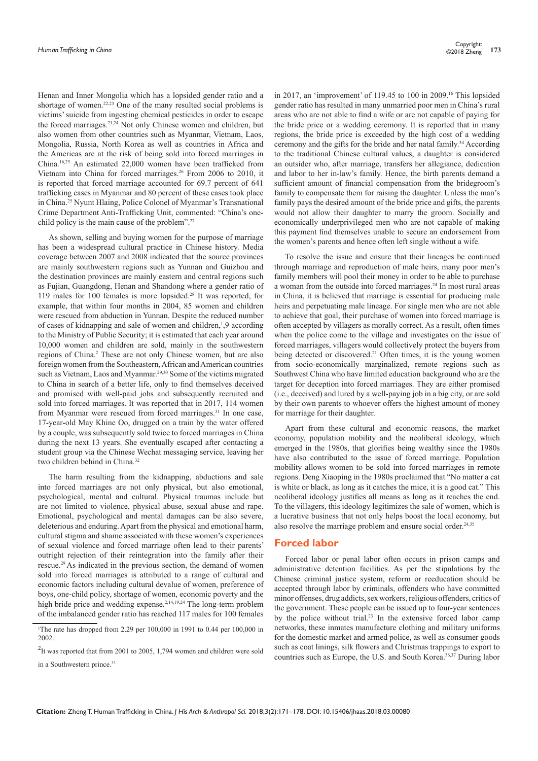Henan and Inner Mongolia which has a lopsided gender ratio and a shortage of women.[22,23] One of the many resulted social problems is victims' suicide from ingesting chemical pesticides in order to escape the forced marriages.[21,24] Not only Chinese women and children, but also women from other countries such as Myanmar, Vietnam, Laos, Mongolia, Russia, North Korea as well as countries in Africa and the Americas are at the risk of being sold into forced marriages in China.[16,25] An estimated 22,000 women have been trafficked from Vietnam into China for forced marriages.[26] From 2006 to 2010, it is reported that forced marriage accounted for 69.7 percent of 641 trafficking cases in Myanmar and 80 percent of these cases took place in China.[25] Nyunt Hlaing, Police Colonel of Myanmar's Transnational Crime Department Anti-Trafficking Unit, commented: "China's one-child policy is the main cause of the problem".[27]

As shown, selling and buying women for the purpose of marriage has been a widespread cultural practice in Chinese history. Media coverage between 2007 and 2008 indicated that the source provinces are mainly southwestern regions such as Yunnan and Guizhou and the destination provinces are mainly eastern and central regions such as Fujian, Guangdong, Henan and Shandong where a gender ratio of 119 males for 100 females is more lopsided.[28] It was reported, for example, that within four months in 2004, 85 women and children were rescued from abduction in Yunnan. Despite the reduced number of cases of kidnapping and sale of women and children,[1],9 according to the Ministry of Public Security; it is estimated that each year around 10,000 women and children are sold, mainly in the southwestern regions of China.[2] These are not only Chinese women, but are also foreign women from the Southeastern, African and American countries such as Vietnam, Laos and Myanmar.[29,30] Some of the victims migrated to China in search of a better life, only to find themselves deceived and promised with well-paid jobs and subsequently recruited and sold into forced marriages. It was reported that in 2017, 114 women from Myanmar were rescued from forced marriages.[31] In one case, 17-year-old May Khine Oo, drugged on a train by the water offered by a couple, was subsequently sold twice to forced marriages in China during the next 13 years. She eventually escaped after contacting a student group via the Chinese Wechat messaging service, leaving her two children behind in China.[32]

The harm resulting from the kidnapping, abductions and sale into forced marriages are not only physical, but also emotional, psychological, mental and cultural. Physical traumas include but are not limited to violence, physical abuse, sexual abuse and rape. Emotional, psychological and mental damages can be also severe, deleterious and enduring. Apart from the physical and emotional harm, cultural stigma and shame associated with these women's experiences of sexual violence and forced marriage often lead to their parents' outright rejection of their reintegration into the family after their rescue.[29] As indicated in the previous section, the demand of women sold into forced marriages is attributed to a range of cultural and economic factors including cultural devalue of women, preference of boys, one-child policy, shortage of women, economic poverty and the high bride price and wedding expense.[2,14,19,24] The long-term problem of the imbalanced gender ratio has reached 117 males for 100 females in 2017, an 'improvement' of 119.45 to 100 in 2009.[16] This lopsided gender ratio has resulted in many unmarried poor men in China's rural areas who are not able to find a wife or are not capable of paying for the bride price or a wedding ceremony. It is reported that in many regions, the bride price is exceeded by the high cost of a wedding ceremony and the gifts for the bride and her natal family.[34] According to the traditional Chinese cultural values, a daughter is considered an outsider who, after marriage, transfers her allegiance, dedication and labor to her in-law's family. Hence, the birth parents demand a sufficient amount of financial compensation from the bridegroom's family to compensate them for raising the daughter. Unless the man's family pays the desired amount of the bride price and gifts, the parents would not allow their daughter to marry the groom. Socially and economically underprivileged men who are not capable of making this payment find themselves unable to secure an endorsement from the women's parents and hence often left single without a wife.

To resolve the issue and ensure that their lineages be continued through marriage and reproduction of male heirs, many poor men's family members will pool their money in order to be able to purchase a woman from the outside into forced marriages.[24] In most rural areas in China, it is believed that marriage is essential for producing male heirs and perpetuating male lineage. For single men who are not able to achieve that goal, their purchase of women into forced marriage is often accepted by villagers as morally correct. As a result, often times when the police come to the village and investigates on the issue of forced marriages, villagers would collectively protect the buyers from being detected or discovered.[21] Often times, it is the young women from socio-economically marginalized, remote regions such as Southwest China who have limited education background who are the target for deception into forced marriages. They are either promised (i.e., deceived) and lured by a well-paying job in a big city, or are sold by their own parents to whoever offers the highest amount of money for marriage for their daughter.

Apart from these cultural and economic reasons, the market economy, population mobility and the neoliberal ideology, which emerged in the 1980s, that glorifies being wealthy since the 1980s have also contributed to the issue of forced marriage. Population mobility allows women to be sold into forced marriages in remote regions. Deng Xiaoping in the 1980s proclaimed that "No matter a cat is white or black, as long as it catches the mice, it is a good cat." This neoliberal ideology justifies all means as long as it reaches the end. To the villagers, this ideology legitimizes the sale of women, which is a lucrative business that not only helps boost the local economy, but also resolve the marriage problem and ensure social order.[24,35]

## Forced labor

Forced labor or penal labor often occurs in prison camps and administrative detention facilities. As per the stipulations by the Chinese criminal justice system, reform or reeducation should be accepted through labor by criminals, offenders who have committed minor offenses, drug addicts, sex workers, religious offenders, critics of the government. These people can be issued up to four-year sentences by the police without trial.[23] In the extensive forced labor camp networks, these inmates manufacture clothing and military uniforms for the domestic market and armed police, as well as consumer goods such as coat linings, silk flowers and Christmas trappings to export to countries such as Europe, the U.S. and South Korea.[36,37] During labor

---

[1]The rate has dropped from 2.29 per 100,000 in 1991 to 0.44 per 100,000 in 2002.

[2]It was reported that from 2001 to 2005, 1,794 women and children were sold in a Southwestern prince.[33]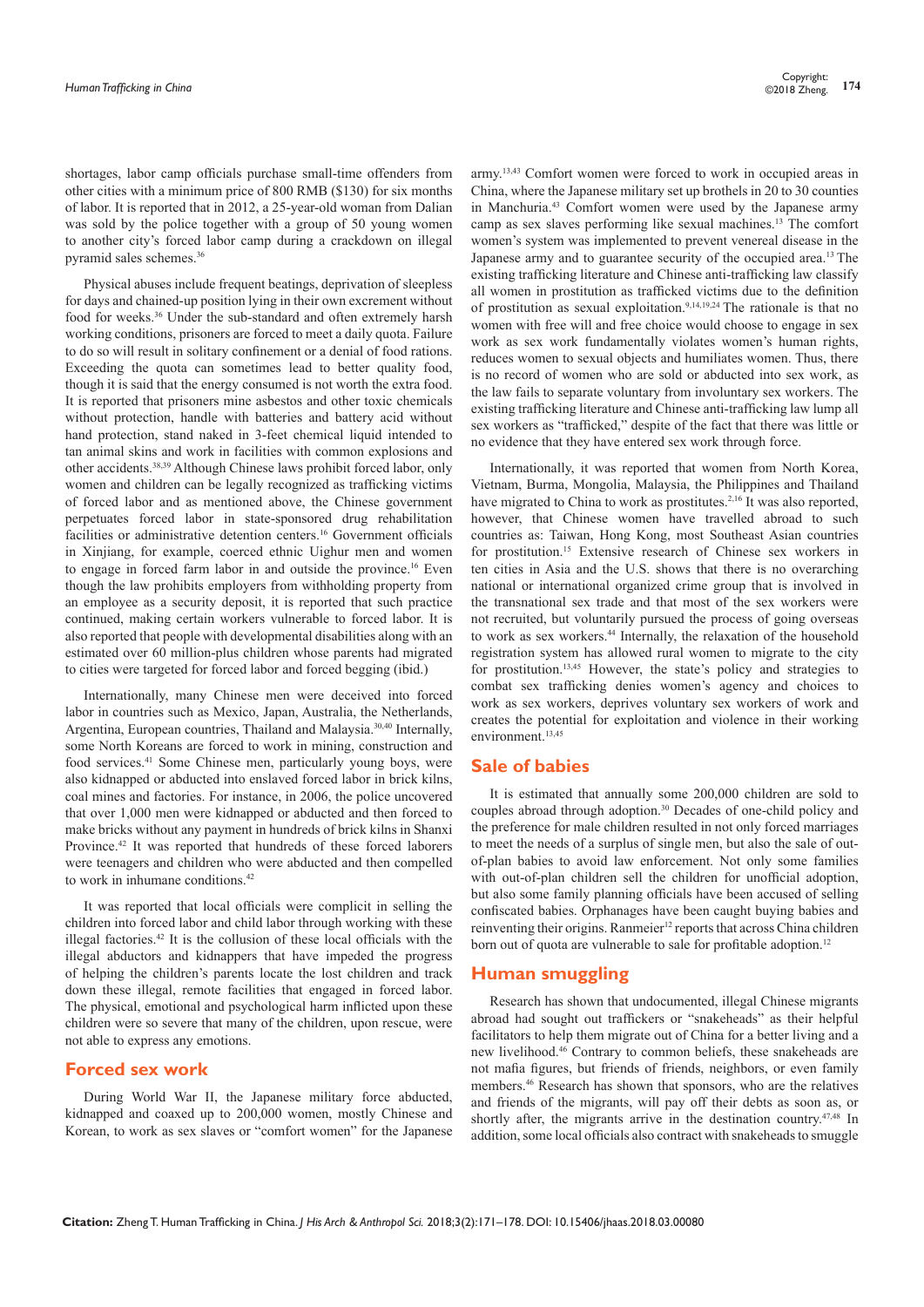shortages, labor camp officials purchase small-time offenders from other cities with a minimum price of 800 RMB ($130) for six months of labor. It is reported that in 2012, a 25-year-old woman from Dalian was sold by the police together with a group of 50 young women to another city's forced labor camp during a crackdown on illegal pyramid sales schemes.[36]

Physical abuses include frequent beatings, deprivation of sleepless for days and chained-up position lying in their own excrement without food for weeks.[36] Under the sub-standard and often extremely harsh working conditions, prisoners are forced to meet a daily quota. Failure to do so will result in solitary confinement or a denial of food rations. Exceeding the quota can sometimes lead to better quality food, though it is said that the energy consumed is not worth the extra food. It is reported that prisoners mine asbestos and other toxic chemicals without protection, handle with batteries and battery acid without hand protection, stand naked in 3-feet chemical liquid intended to tan animal skins and work in facilities with common explosions and other accidents.[38,39] Although Chinese laws prohibit forced labor, only women and children can be legally recognized as trafficking victims of forced labor and as mentioned above, the Chinese government perpetuates forced labor in state-sponsored drug rehabilitation facilities or administrative detention centers.[16] Government officials in Xinjiang, for example, coerced ethnic Uighur men and women to engage in forced farm labor in and outside the province.[16] Even though the law prohibits employers from withholding property from an employee as a security deposit, it is reported that such practice continued, making certain workers vulnerable to forced labor. It is also reported that people with developmental disabilities along with an estimated over 60 million-plus children whose parents had migrated to cities were targeted for forced labor and forced begging (ibid.)

Internationally, many Chinese men were deceived into forced labor in countries such as Mexico, Japan, Australia, the Netherlands, Argentina, European countries, Thailand and Malaysia.[30,40] Internally, some North Koreans are forced to work in mining, construction and food services.[41] Some Chinese men, particularly young boys, were also kidnapped or abducted into enslaved forced labor in brick kilns, coal mines and factories. For instance, in 2006, the police uncovered that over 1,000 men were kidnapped or abducted and then forced to make bricks without any payment in hundreds of brick kilns in Shanxi Province.[42] It was reported that hundreds of these forced laborers were teenagers and children who were abducted and then compelled to work in inhumane conditions.[42]

It was reported that local officials were complicit in selling the children into forced labor and child labor through working with these illegal factories.[42] It is the collusion of these local officials with the illegal abductors and kidnappers that have impeded the progress of helping the children's parents locate the lost children and track down these illegal, remote facilities that engaged in forced labor. The physical, emotional and psychological harm inflicted upon these children were so severe that many of the children, upon rescue, were not able to express any emotions.

## Forced sex work

During World War II, the Japanese military force abducted, kidnapped and coaxed up to 200,000 women, mostly Chinese and Korean, to work as sex slaves or "comfort women" for the Japanese army.[13,43] Comfort women were forced to work in occupied areas in China, where the Japanese military set up brothels in 20 to 30 counties in Manchuria.[43] Comfort women were used by the Japanese army camp as sex slaves performing like sexual machines.[13] The comfort women's system was implemented to prevent venereal disease in the Japanese army and to guarantee security of the occupied area.[13] The existing trafficking literature and Chinese anti-trafficking law classify all women in prostitution as trafficked victims due to the definition of prostitution as sexual exploitation.[9,14,19,24] The rationale is that no women with free will and free choice would choose to engage in sex work as sex work fundamentally violates women's human rights, reduces women to sexual objects and humiliates women. Thus, there is no record of women who are sold or abducted into sex work, as the law fails to separate voluntary from involuntary sex workers. The existing trafficking literature and Chinese anti-trafficking law lump all sex workers as "trafficked," despite of the fact that there was little or no evidence that they have entered sex work through force.

Internationally, it was reported that women from North Korea, Vietnam, Burma, Mongolia, Malaysia, the Philippines and Thailand have migrated to China to work as prostitutes.[2,16] It was also reported, however, that Chinese women have travelled abroad to such countries as: Taiwan, Hong Kong, most Southeast Asian countries for prostitution.[15] Extensive research of Chinese sex workers in ten cities in Asia and the U.S. shows that there is no overarching national or international organized crime group that is involved in the transnational sex trade and that most of the sex workers were not recruited, but voluntarily pursued the process of going overseas to work as sex workers.[44] Internally, the relaxation of the household registration system has allowed rural women to migrate to the city for prostitution.[13,45] However, the state's policy and strategies to combat sex trafficking denies women's agency and choices to work as sex workers, deprives voluntary sex workers of work and creates the potential for exploitation and violence in their working environment.[13,45]

## Sale of babies

It is estimated that annually some 200,000 children are sold to couples abroad through adoption.[30] Decades of one-child policy and the preference for male children resulted in not only forced marriages to meet the needs of a surplus of single men, but also the sale of out-of-plan babies to avoid law enforcement. Not only some families with out-of-plan children sell the children for unofficial adoption, but also some family planning officials have been accused of selling confiscated babies. Orphanages have been caught buying babies and reinventing their origins. Ranmeier[12] reports that across China children born out of quota are vulnerable to sale for profitable adoption.[12]

## Human smuggling

Research has shown that undocumented, illegal Chinese migrants abroad had sought out traffickers or "snakeheads" as their helpful facilitators to help them migrate out of China for a better living and a new livelihood.[46] Contrary to common beliefs, these snakeheads are not mafia figures, but friends of friends, neighbors, or even family members.[46] Research has shown that sponsors, who are the relatives and friends of the migrants, will pay off their debts as soon as, or shortly after, the migrants arrive in the destination country.[47,48] In addition, some local officials also contract with snakeheads to smuggle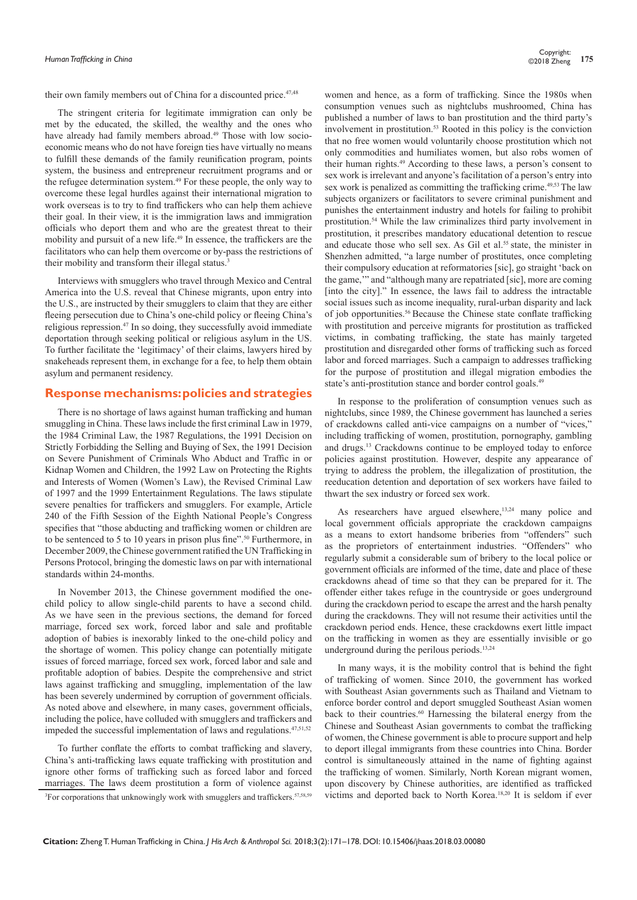their own family members out of China for a discounted price.[47,48]

The stringent criteria for legitimate immigration can only be met by the educated, the skilled, the wealthy and the ones who have already had family members abroad.[49] Those with low socio-economic means who do not have foreign ties have virtually no means to fulfill these demands of the family reunification program, points system, the business and entrepreneur recruitment programs and or the refugee determination system.[49] For these people, the only way to overcome these legal hurdles against their international migration to work overseas is to try to find traffickers who can help them achieve their goal. In their view, it is the immigration laws and immigration officials who deport them and who are the greatest threat to their mobility and pursuit of a new life.[49] In essence, the traffickers are the facilitators who can help them overcome or by-pass the restrictions of their mobility and transform their illegal status.[3]

Interviews with smugglers who travel through Mexico and Central America into the U.S. reveal that Chinese migrants, upon entry into the U.S., are instructed by their smugglers to claim that they are either fleeing persecution due to China's one-child policy or fleeing China's religious repression.[47] In so doing, they successfully avoid immediate deportation through seeking political or religious asylum in the US. To further facilitate the 'legitimacy' of their claims, lawyers hired by snakeheads represent them, in exchange for a fee, to help them obtain asylum and permanent residency.

## Response mechanisms: policies and strategies

There is no shortage of laws against human trafficking and human smuggling in China. These laws include the first criminal Law in 1979, the 1984 Criminal Law, the 1987 Regulations, the 1991 Decision on Strictly Forbidding the Selling and Buying of Sex, the 1991 Decision on Severe Punishment of Criminals Who Abduct and Traffic in or Kidnap Women and Children, the 1992 Law on Protecting the Rights and Interests of Women (Women's Law), the Revised Criminal Law of 1997 and the 1999 Entertainment Regulations. The laws stipulate severe penalties for traffickers and smugglers. For example, Article 240 of the Fifth Session of the Eighth National People's Congress specifies that "those abducting and trafficking women or children are to be sentenced to 5 to 10 years in prison plus fine".[50] Furthermore, in December 2009, the Chinese government ratified the UN Trafficking in Persons Protocol, bringing the domestic laws on par with international standards within 24-months.

In November 2013, the Chinese government modified the one-child policy to allow single-child parents to have a second child. As we have seen in the previous sections, the demand for forced marriage, forced sex work, forced labor and sale and profitable adoption of babies is inexorably linked to the one-child policy and the shortage of women. This policy change can potentially mitigate issues of forced marriage, forced sex work, forced labor and sale and profitable adoption of babies. Despite the comprehensive and strict laws against trafficking and smuggling, implementation of the law has been severely undermined by corruption of government officials. As noted above and elsewhere, in many cases, government officials, including the police, have colluded with smugglers and traffickers and impeded the successful implementation of laws and regulations.[47,51,52]

To further conflate the efforts to combat trafficking and slavery, China's anti-trafficking laws equate trafficking with prostitution and ignore other forms of trafficking such as forced labor and forced marriages. The laws deem prostitution a form of violence against women and hence, as a form of trafficking. Since the 1980s when consumption venues such as nightclubs mushroomed, China has published a number of laws to ban prostitution and the third party's involvement in prostitution.[53] Rooted in this policy is the conviction that no free women would voluntarily choose prostitution which not only commodities and humiliates women, but also robs women of their human rights.[49] According to these laws, a person's consent to sex work is irrelevant and anyone's facilitation of a person's entry into sex work is penalized as committing the trafficking crime.[49,53] The law subjects organizers or facilitators to severe criminal punishment and punishes the entertainment industry and hotels for failing to prohibit prostitution.[54] While the law criminalizes third party involvement in prostitution, it prescribes mandatory educational detention to rescue and educate those who sell sex. As Gil et al.[55] state, the minister in Shenzhen admitted, "a large number of prostitutes, once completing their compulsory education at reformatories [sic], go straight 'back on the game,'" and "although many are repatriated [sic], more are coming [into the city]." In essence, the laws fail to address the intractable social issues such as income inequality, rural-urban disparity and lack of job opportunities.[56] Because the Chinese state conflate trafficking with prostitution and perceive migrants for prostitution as trafficked victims, in combating trafficking, the state has mainly targeted prostitution and disregarded other forms of trafficking such as forced labor and forced marriages. Such a campaign to addresses trafficking for the purpose of prostitution and illegal migration embodies the state's anti-prostitution stance and border control goals.[49]

In response to the proliferation of consumption venues such as nightclubs, since 1989, the Chinese government has launched a series of crackdowns called anti-vice campaigns on a number of "vices," including trafficking of women, prostitution, pornography, gambling and drugs.[13] Crackdowns continue to be employed today to enforce policies against prostitution. However, despite any appearance of trying to address the problem, the illegalization of prostitution, the reeducation detention and deportation of sex workers have failed to thwart the sex industry or forced sex work.

As researchers have argued elsewhere,[13,24] many police and local government officials appropriate the crackdown campaigns as a means to extort handsome briberies from "offenders" such as the proprietors of entertainment industries. "Offenders" who regularly submit a considerable sum of bribery to the local police or government officials are informed of the time, date and place of these crackdowns ahead of time so that they can be prepared for it. The offender either takes refuge in the countryside or goes underground during the crackdown period to escape the arrest and the harsh penalty during the crackdowns. They will not resume their activities until the crackdown period ends. Hence, these crackdowns exert little impact on the trafficking in women as they are essentially invisible or go underground during the perilous periods.[13,24]

In many ways, it is the mobility control that is behind the fight of trafficking of women. Since 2010, the government has worked with Southeast Asian governments such as Thailand and Vietnam to enforce border control and deport smuggled Southeast Asian women back to their countries.[60] Harnessing the bilateral energy from the Chinese and Southeast Asian governments to combat the trafficking of women, the Chinese government is able to procure support and help to deport illegal immigrants from these countries into China. Border control is simultaneously attained in the name of fighting against the trafficking of women. Similarly, North Korean migrant women, upon discovery by Chinese authorities, are identified as trafficked victims and deported back to North Korea.[18,20] It is seldom if ever

[3]For corporations that unknowingly work with smugglers and traffickers.[57,58,59]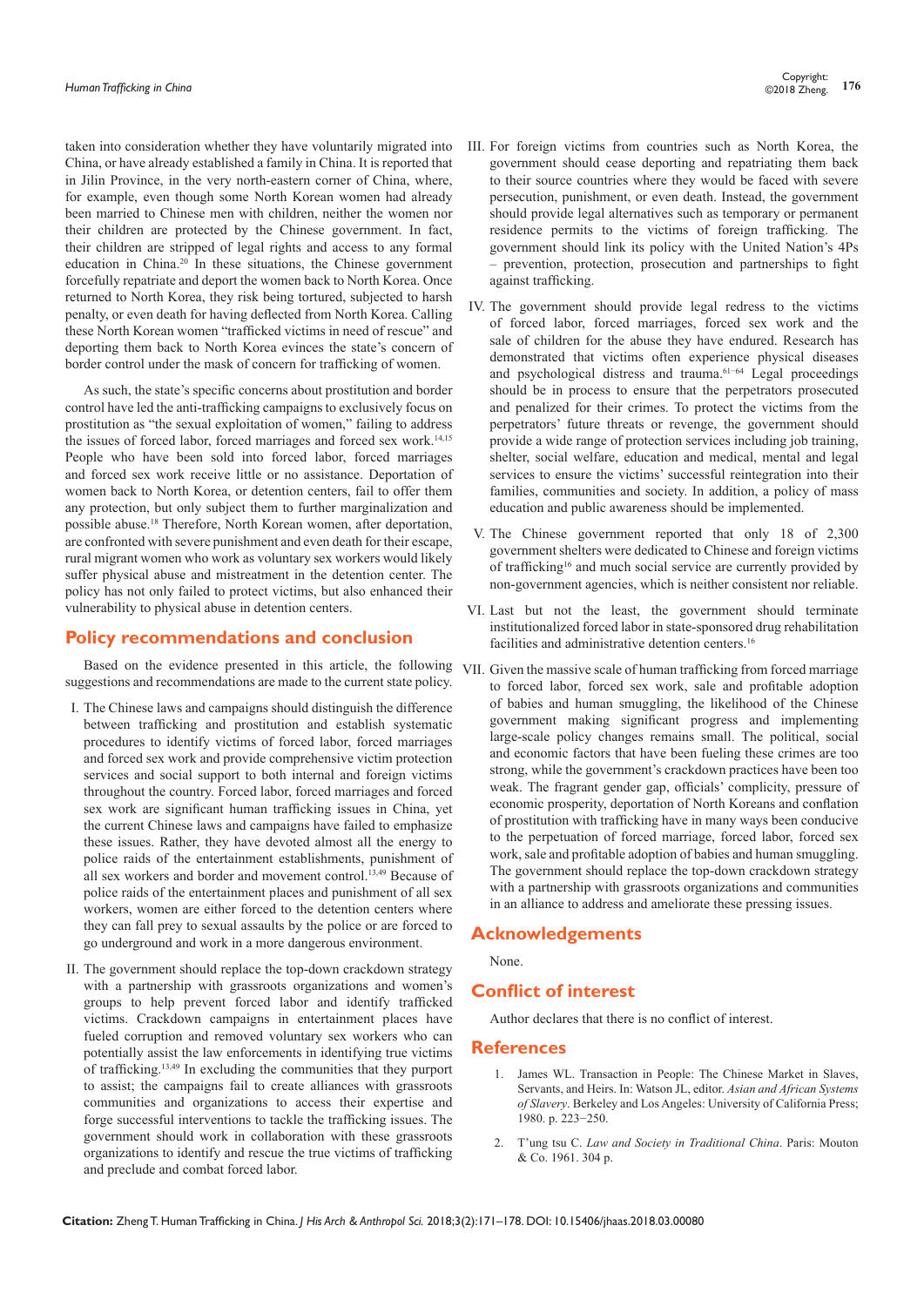taken into consideration whether they have voluntarily migrated into China, or have already established a family in China. It is reported that in Jilin Province, in the very north-eastern corner of China, where, for example, even though some North Korean women had already been married to Chinese men with children, neither the women nor their children are protected by the Chinese government. In fact, their children are stripped of legal rights and access to any formal education in China.[20] In these situations, the Chinese government forcefully repatriate and deport the women back to North Korea. Once returned to North Korea, they risk being tortured, subjected to harsh penalty, or even death for having deflected from North Korea. Calling these North Korean women "trafficked victims in need of rescue" and deporting them back to North Korea evinces the state's concern of border control under the mask of concern for trafficking of women.

As such, the state's specific concerns about prostitution and border control have led the anti-trafficking campaigns to exclusively focus on prostitution as "the sexual exploitation of women," failing to address the issues of forced labor, forced marriages and forced sex work.[14,15] People who have been sold into forced labor, forced marriages and forced sex work receive little or no assistance. Deportation of women back to North Korea, or detention centers, fail to offer them any protection, but only subject them to further marginalization and possible abuse.[18] Therefore, North Korean women, after deportation, are confronted with severe punishment and even death for their escape, rural migrant women who work as voluntary sex workers would likely suffer physical abuse and mistreatment in the detention center. The policy has not only failed to protect victims, but also enhanced their vulnerability to physical abuse in detention centers.

## Policy recommendations and conclusion

Based on the evidence presented in this article, the following suggestions and recommendations are made to the current state policy.

I. The Chinese laws and campaigns should distinguish the difference between trafficking and prostitution and establish systematic procedures to identify victims of forced labor, forced marriages and forced sex work and provide comprehensive victim protection services and social support to both internal and foreign victims throughout the country. Forced labor, forced marriages and forced sex work are significant human trafficking issues in China, yet the current Chinese laws and campaigns have failed to emphasize these issues. Rather, they have devoted almost all the energy to police raids of the entertainment establishments, punishment of all sex workers and border and movement control.[13,49] Because of police raids of the entertainment places and punishment of all sex workers, women are either forced to the detention centers where they can fall prey to sexual assaults by the police or are forced to go underground and work in a more dangerous environment.

II. The government should replace the top-down crackdown strategy with a partnership with grassroots organizations and women's groups to help prevent forced labor and identify trafficked victims. Crackdown campaigns in entertainment places have fueled corruption and removed voluntary sex workers who can potentially assist the law enforcements in identifying true victims of trafficking.[13,49] In excluding the communities that they purport to assist; the campaigns fail to create alliances with grassroots communities and organizations to access their expertise and forge successful interventions to tackle the trafficking issues. The government should work in collaboration with these grassroots organizations to identify and rescue the true victims of trafficking and preclude and combat forced labor.

III. For foreign victims from countries such as North Korea, the government should cease deporting and repatriating them back to their source countries where they would be faced with severe persecution, punishment, or even death. Instead, the government should provide legal alternatives such as temporary or permanent residence permits to the victims of foreign trafficking. The government should link its policy with the United Nation's 4Ps – prevention, protection, prosecution and partnerships to fight against trafficking.

IV. The government should provide legal redress to the victims of forced labor, forced marriages, forced sex work and the sale of children for the abuse they have endured. Research has demonstrated that victims often experience physical diseases and psychological distress and trauma.[61–64] Legal proceedings should be in process to ensure that the perpetrators prosecuted and penalized for their crimes. To protect the victims from the perpetrators' future threats or revenge, the government should provide a wide range of protection services including job training, shelter, social welfare, education and medical, mental and legal services to ensure the victims' successful reintegration into their families, communities and society. In addition, a policy of mass education and public awareness should be implemented.

V. The Chinese government reported that only 18 of 2,300 government shelters were dedicated to Chinese and foreign victims of trafficking[16] and much social service are currently provided by non-government agencies, which is neither consistent nor reliable.

VI. Last but not the least, the government should terminate institutionalized forced labor in state-sponsored drug rehabilitation facilities and administrative detention centers.[16]

VII. Given the massive scale of human trafficking from forced marriage to forced labor, forced sex work, sale and profitable adoption of babies and human smuggling, the likelihood of the Chinese government making significant progress and implementing large-scale policy changes remains small. The political, social and economic factors that have been fueling these crimes are too strong, while the government's crackdown practices have been too weak. The fragrant gender gap, officials' complicity, pressure of economic prosperity, deportation of North Koreans and conflation of prostitution with trafficking have in many ways been conducive to the perpetuation of forced marriage, forced labor, forced sex work, sale and profitable adoption of babies and human smuggling. The government should replace the top-down crackdown strategy with a partnership with grassroots organizations and communities in an alliance to address and ameliorate these pressing issues.

## Acknowledgements

None.

## Conflict of interest

Author declares that there is no conflict of interest.

## References

1. James WL. Transaction in People: The Chinese Market in Slaves, Servants, and Heirs. In: Watson JL, editor. *Asian and African Systems of Slavery*. Berkeley and Los Angeles: University of California Press; 1980. p. 223–250.
2. T'ung tsu C. *Law and Society in Traditional China*. Paris: Mouton & Co. 1961. 304 p.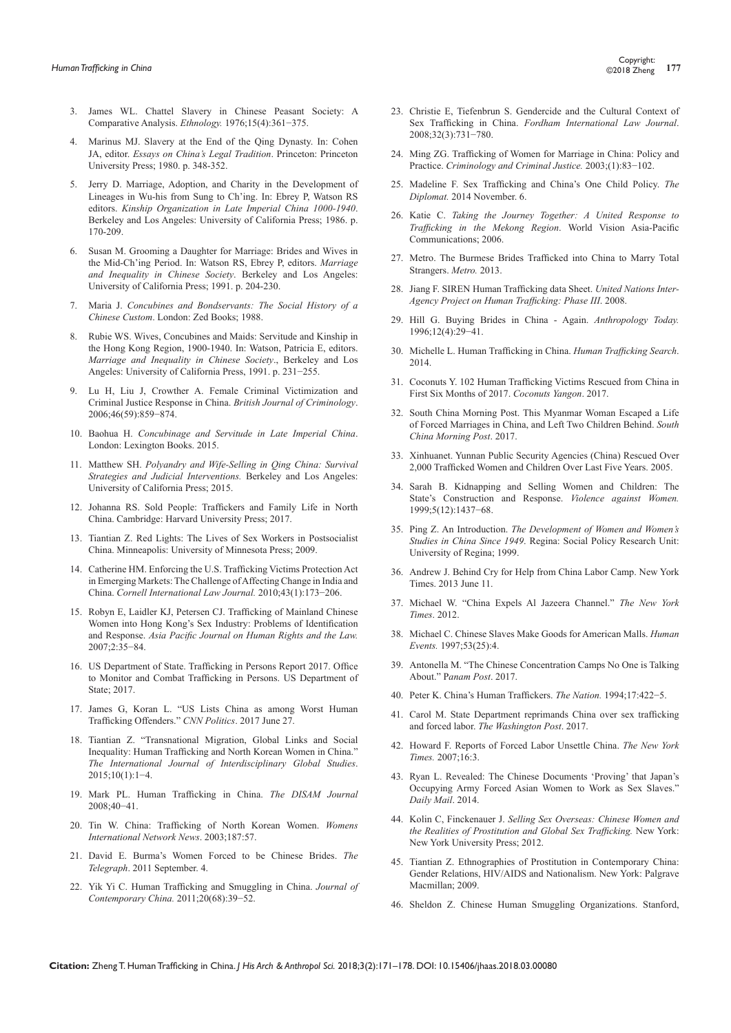3. James WL. Chattel Slavery in Chinese Peasant Society: A Comparative Analysis. *Ethnology.* 1976;15(4):361−375.
4. Marinus MJ. Slavery at the End of the Qing Dynasty. In: Cohen JA, editor. *Essays on China's Legal Tradition*. Princeton: Princeton University Press; 1980. p. 348-352.
5. Jerry D. Marriage, Adoption, and Charity in the Development of Lineages in Wu-his from Sung to Ch'ing. In: Ebrey P, Watson RS editors. *Kinship Organization in Late Imperial China 1000-1940*. Berkeley and Los Angeles: University of California Press; 1986. p. 170-209.
6. Susan M. Grooming a Daughter for Marriage: Brides and Wives in the Mid-Ch'ing Period. In: Watson RS, Ebrey P, editors. *Marriage and Inequality in Chinese Society*. Berkeley and Los Angeles: University of California Press; 1991. p. 204-230.
7. Maria J. *Concubines and Bondservants: The Social History of a Chinese Custom*. London: Zed Books; 1988.
8. Rubie WS. Wives, Concubines and Maids: Servitude and Kinship in the Hong Kong Region, 1900-1940. In: Watson, Patricia E, editors. *Marriage and Inequality in Chinese Society*., Berkeley and Los Angeles: University of California Press, 1991. p. 231−255.
9. Lu H, Liu J, Crowther A. Female Criminal Victimization and Criminal Justice Response in China. *British Journal of Criminology*. 2006;46(59):859−874.
10. Baohua H. *Concubinage and Servitude in Late Imperial China*. London: Lexington Books. 2015.
11. Matthew SH. *Polyandry and Wife-Selling in Qing China: Survival Strategies and Judicial Interventions.* Berkeley and Los Angeles: University of California Press; 2015.
12. Johanna RS. Sold People: Traffickers and Family Life in North China. Cambridge: Harvard University Press; 2017.
13. Tiantian Z. Red Lights: The Lives of Sex Workers in Postsocialist China. Minneapolis: University of Minnesota Press; 2009.
14. Catherine HM. Enforcing the U.S. Trafficking Victims Protection Act in Emerging Markets: The Challenge of Affecting Change in India and China. *Cornell International Law Journal.* 2010;43(1):173−206.
15. Robyn E, Laidler KJ, Petersen CJ. Trafficking of Mainland Chinese Women into Hong Kong's Sex Industry: Problems of Identification and Response. *Asia Pacific Journal on Human Rights and the Law.* 2007;2:35−84.
16. US Department of State. Trafficking in Persons Report 2017. Office to Monitor and Combat Trafficking in Persons. US Department of State; 2017.
17. James G, Koran L. "US Lists China as among Worst Human Trafficking Offenders." *CNN Politics*. 2017 June 27.
18. Tiantian Z. "Transnational Migration, Global Links and Social Inequality: Human Trafficking and North Korean Women in China." *The International Journal of Interdisciplinary Global Studies*. 2015;10(1):1−4.
19. Mark PL. Human Trafficking in China. *The DISAM Journal* 2008;40−41.
20. Tin W. China: Trafficking of North Korean Women. *Womens International Network News*. 2003;187:57.
21. David E. Burma's Women Forced to be Chinese Brides. *The Telegraph*. 2011 September. 4.
22. Yik Yi C. Human Trafficking and Smuggling in China. *Journal of Contemporary China.* 2011;20(68):39−52.
23. Christie E, Tiefenbrun S. Gendercide and the Cultural Context of Sex Trafficking in China. *Fordham International Law Journal*. 2008;32(3):731−780.
24. Ming ZG. Trafficking of Women for Marriage in China: Policy and Practice. *Criminology and Criminal Justice.* 2003;(1):83−102.
25. Madeline F. Sex Trafficking and China's One Child Policy. *The Diplomat.* 2014 November. 6.
26. Katie C. *Taking the Journey Together: A United Response to Trafficking in the Mekong Region*. World Vision Asia-Pacific Communications; 2006.
27. Metro. The Burmese Brides Trafficked into China to Marry Total Strangers. *Metro.* 2013.
28. Jiang F. SIREN Human Trafficking data Sheet. *United Nations Inter-Agency Project on Human Trafficking: Phase III*. 2008.
29. Hill G. Buying Brides in China - Again. *Anthropology Today.* 1996;12(4):29−41.
30. Michelle L. Human Trafficking in China. *Human Trafficking Search*. 2014.
31. Coconuts Y. 102 Human Trafficking Victims Rescued from China in First Six Months of 2017. *Coconuts Yangon*. 2017.
32. South China Morning Post. This Myanmar Woman Escaped a Life of Forced Marriages in China, and Left Two Children Behind. *South China Morning Post*. 2017.
33. Xinhuanet. Yunnan Public Security Agencies (China) Rescued Over 2,000 Trafficked Women and Children Over Last Five Years. 2005.
34. Sarah B. Kidnapping and Selling Women and Children: The State's Construction and Response. *Violence against Women.* 1999;5(12):1437−68.
35. Ping Z. An Introduction. *The Development of Women and Women's Studies in China Since 1949.* Regina: Social Policy Research Unit: University of Regina; 1999.
36. Andrew J. Behind Cry for Help from China Labor Camp. New York Times. 2013 June 11.
37. Michael W. "China Expels Al Jazeera Channel." *The New York Times*. 2012.
38. Michael C. Chinese Slaves Make Goods for American Malls. *Human Events.* 1997;53(25):4.
39. Antonella M. "The Chinese Concentration Camps No One is Talking About." P*anam Post*. 2017.
40. Peter K. China's Human Traffickers. *The Nation.* 1994;17:422−5.
41. Carol M. State Department reprimands China over sex trafficking and forced labor. *The Washington Post*. 2017.
42. Howard F. Reports of Forced Labor Unsettle China. *The New York Times.* 2007;16:3.
43. Ryan L. Revealed: The Chinese Documents 'Proving' that Japan's Occupying Army Forced Asian Women to Work as Sex Slaves." *Daily Mail*. 2014.
44. Kolin C, Finckenauer J. *Selling Sex Overseas: Chinese Women and the Realities of Prostitution and Global Sex Trafficking.* New York: New York University Press; 2012.
45. Tiantian Z. Ethnographies of Prostitution in Contemporary China: Gender Relations, HIV/AIDS and Nationalism. New York: Palgrave Macmillan; 2009.
46. Sheldon Z. Chinese Human Smuggling Organizations. Stanford,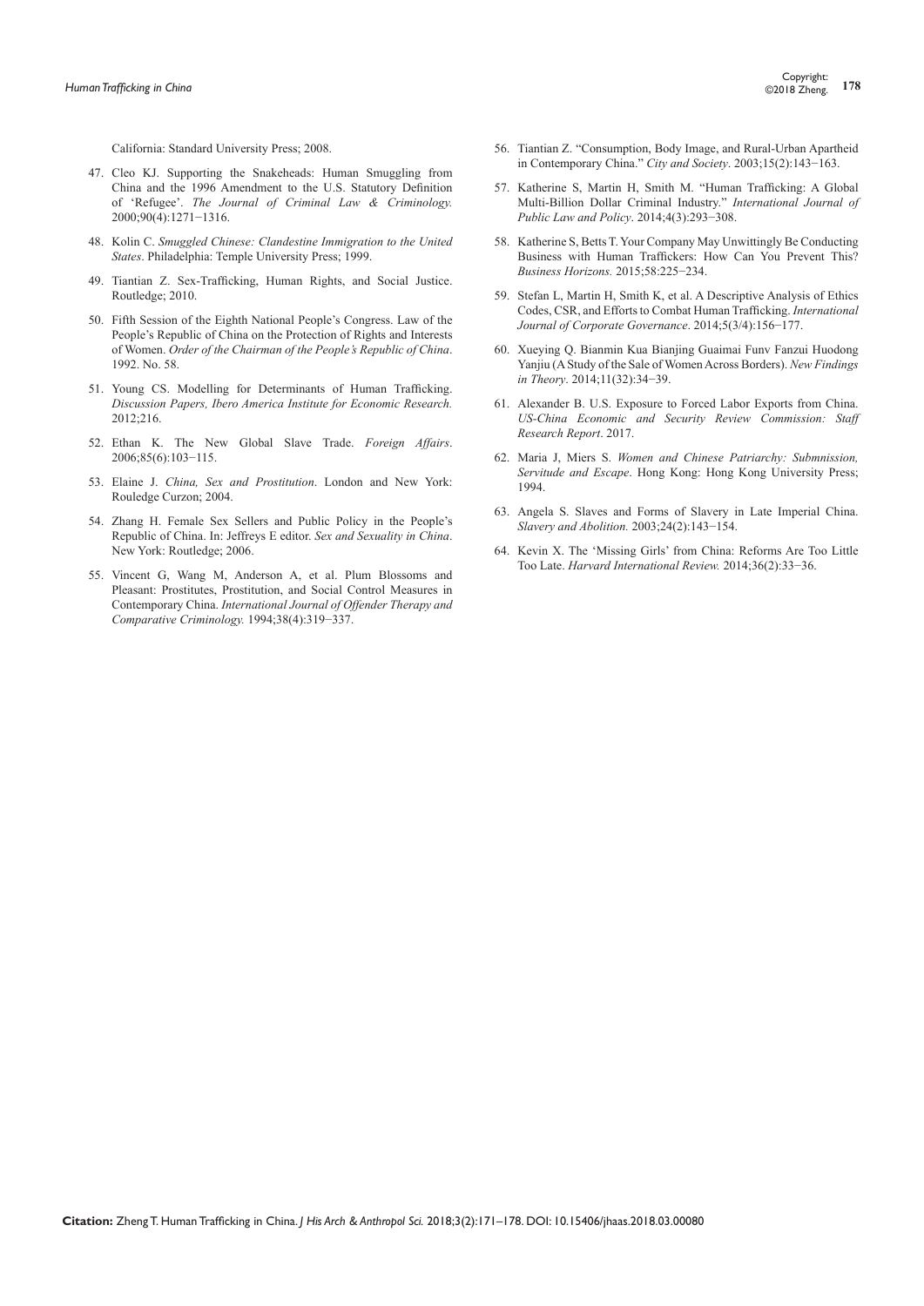California: Standard University Press; 2008.

47. Cleo KJ. Supporting the Snakeheads: Human Smuggling from China and the 1996 Amendment to the U.S. Statutory Definition of 'Refugee'. *The Journal of Criminal Law & Criminology.* 2000;90(4):1271−1316.

48. Kolin C. *Smuggled Chinese: Clandestine Immigration to the United States*. Philadelphia: Temple University Press; 1999.

49. Tiantian Z. Sex-Trafficking, Human Rights, and Social Justice. Routledge; 2010.

50. Fifth Session of the Eighth National People's Congress. Law of the People's Republic of China on the Protection of Rights and Interests of Women. *Order of the Chairman of the People's Republic of China*. 1992. No. 58.

51. Young CS. Modelling for Determinants of Human Trafficking. *Discussion Papers, Ibero America Institute for Economic Research.* 2012;216.

52. Ethan K. The New Global Slave Trade. *Foreign Affairs*. 2006;85(6):103−115.

53. Elaine J. *China, Sex and Prostitution*. London and New York: Rouledge Curzon; 2004.

54. Zhang H. Female Sex Sellers and Public Policy in the People's Republic of China. In: Jeffreys E editor. *Sex and Sexuality in China*. New York: Routledge; 2006.

55. Vincent G, Wang M, Anderson A, et al. Plum Blossoms and Pleasant: Prostitutes, Prostitution, and Social Control Measures in Contemporary China. *International Journal of Offender Therapy and Comparative Criminology.* 1994;38(4):319−337.

56. Tiantian Z. "Consumption, Body Image, and Rural-Urban Apartheid in Contemporary China." *City and Society*. 2003;15(2):143−163.

57. Katherine S, Martin H, Smith M. "Human Trafficking: A Global Multi-Billion Dollar Criminal Industry." *International Journal of Public Law and Policy*. 2014;4(3):293−308.

58. Katherine S, Betts T. Your Company May Unwittingly Be Conducting Business with Human Traffickers: How Can You Prevent This? *Business Horizons.* 2015;58:225−234.

59. Stefan L, Martin H, Smith K, et al. A Descriptive Analysis of Ethics Codes, CSR, and Efforts to Combat Human Trafficking. *International Journal of Corporate Governance*. 2014;5(3/4):156−177.

60. Xueying Q. Bianmin Kua Bianjing Guaimai Funv Fanzui Huodong Yanjiu (A Study of the Sale of Women Across Borders). *New Findings in Theory*. 2014;11(32):34−39.

61. Alexander B. U.S. Exposure to Forced Labor Exports from China. *US-China Economic and Security Review Commission: Staff Research Report*. 2017.

62. Maria J, Miers S. *Women and Chinese Patriarchy: Submnission, Servitude and Escape*. Hong Kong: Hong Kong University Press; 1994.

63. Angela S. Slaves and Forms of Slavery in Late Imperial China. *Slavery and Abolition.* 2003;24(2):143−154.

64. Kevin X. The 'Missing Girls' from China: Reforms Are Too Little Too Late. *Harvard International Review.* 2014;36(2):33−36.